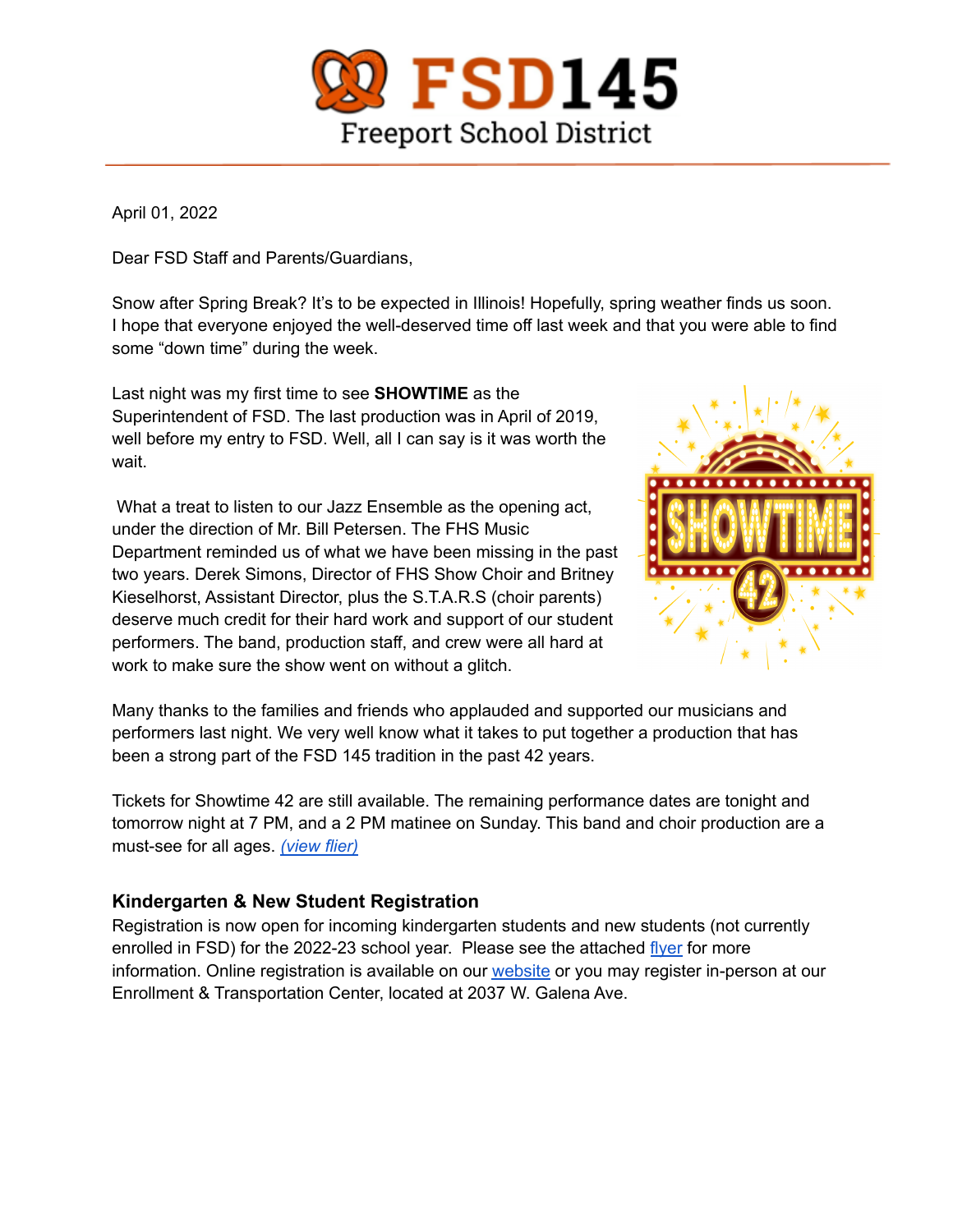# FSD145

Freeport School District

April 01, 2022

Dear FSD Staff and Parents/Guardians,

Snow after Spring Break? It's to be expected in Illinois! Hopefully, spring weather finds us soon. I hope that everyone enjoyed the well-deserved time off last week and that you were able to find some "down time" during the week.

Last night was my first time to see **SHOWTIME** as the Superintendent of FSD. The last production was in April of 2019, well before my entry to FSD. Well, all I can say is it was worth the wait.

What a treat to listen to our Jazz Ensemble as the opening act, under the direction of Mr. Bill Petersen. The FHS Music Department reminded us of what we have been missing in the past two years. Derek Simons, Director of FHS Show Choir and Britney Kieselhorst, Assistant Director, plus the S.T.A.R.S (choir parents) deserve much credit for their hard work and support of our student performers. The band, production staff, and crew were all hard at work to make sure the show went on without a glitch.

Many thanks to the families and friends who applauded and supported our musicians and performers last night. We very well know what it takes to put together a production that has been a strong part of the FSD 145 tradition in the past 42 years.

Tickets for Showtime 42 are still available. The remaining performance dates are tonight and tomorrow night at 7 PM, and a 2 PM matinee on Sunday. This band and choir production are a must-see for all ages. *(view flier)*

### Kindergarten & New Student Registration

Registration is now open for incoming kindergarten students and new students (not currently enrolled in FSD) for the 2022-23 school year. Please see the attached flyer for more information. Online registration is available on our website or you may register in-person at our Enrollment & Transportation Center, located at 2037 W. Galena Ave.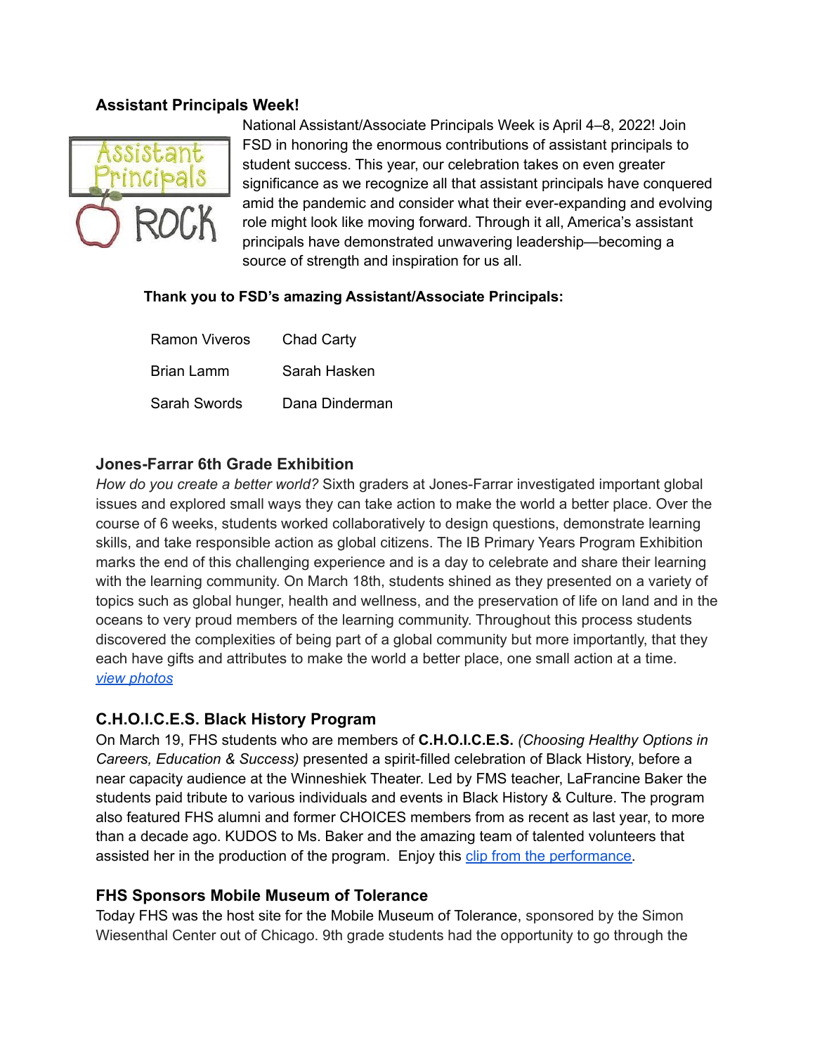### Assistant Principals Week!

National Assistant/Associate Principals Week is April 4–8, 2022! Join FSD in honoring the enormous contributions of assistant principals to student success. This year, our celebration takes on even greater significance as we recognize all that assistant principals have conquered amid the pandemic and consider what their ever-expanding and evolving role might look like moving forward. Through it all, America's assistant principals have demonstrated unwavering leadership—becoming a source of strength and inspiration for us all.

**Thank you to FSD's amazing Assistant/Associate Principals:**

| | |
|---|---|
| Ramon Viveros | Chad Carty |
| Brian Lamm | Sarah Hasken |
| Sarah Swords | Dana Dinderman |

### Jones-Farrar 6th Grade Exhibition

*How do you create a better world?* Sixth graders at Jones-Farrar investigated important global issues and explored small ways they can take action to make the world a better place. Over the course of 6 weeks, students worked collaboratively to design questions, demonstrate learning skills, and take responsible action as global citizens. The IB Primary Years Program Exhibition marks the end of this challenging experience and is a day to celebrate and share their learning with the learning community. On March 18th, students shined as they presented on a variety of topics such as global hunger, health and wellness, and the preservation of life on land and in the oceans to very proud members of the learning community. Throughout this process students discovered the complexities of being part of a global community but more importantly, that they each have gifts and attributes to make the world a better place, one small action at a time. *view photos*

### C.H.O.I.C.E.S. Black History Program

On March 19, FHS students who are members of **C.H.O.I.C.E.S.** *(Choosing Healthy Options in Careers, Education & Success)* presented a spirit-filled celebration of Black History, before a near capacity audience at the Winneshiek Theater. Led by FMS teacher, LaFrancine Baker the students paid tribute to various individuals and events in Black History & Culture. The program also featured FHS alumni and former CHOICES members from as recent as last year, to more than a decade ago. KUDOS to Ms. Baker and the amazing team of talented volunteers that assisted her in the production of the program. Enjoy this clip from the performance.

### FHS Sponsors Mobile Museum of Tolerance

Today FHS was the host site for the Mobile Museum of Tolerance, sponsored by the Simon Wiesenthal Center out of Chicago. 9th grade students had the opportunity to go through the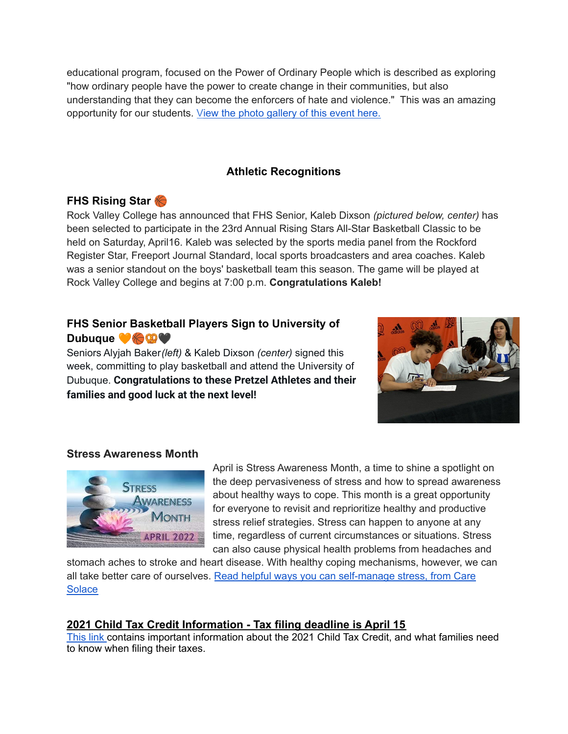educational program, focused on the Power of Ordinary People which is described as exploring "how ordinary people have the power to create change in their communities, but also understanding that they can become the enforcers of hate and violence."  This was an amazing opportunity for our students. [View the photo gallery of this event here.]

## Athletic Recognitions

### FHS Rising Star 🏀

Rock Valley College has announced that FHS Senior, Kaleb Dixson *(pictured below, center)* has been selected to participate in the 23rd Annual Rising Stars All-Star Basketball Classic to be held on Saturday, April16. Kaleb was selected by the sports media panel from the Rockford Register Star, Freeport Journal Standard, local sports broadcasters and area coaches. Kaleb was a senior standout on the boys' basketball team this season. The game will be played at Rock Valley College and begins at 7:00 p.m. **Congratulations Kaleb!**

### FHS Senior Basketball Players Sign to University of Dubuque 🧡🏀🥨🖤

Seniors Alyjah Baker *(left)* & Kaleb Dixson *(center)* signed this week, committing to play basketball and attend the University of Dubuque. **Congratulations to these Pretzel Athletes and their families and good luck at the next level!**

### Stress Awareness Month

April is Stress Awareness Month, a time to shine a spotlight on the deep pervasiveness of stress and how to spread awareness about healthy ways to cope. This month is a great opportunity for everyone to revisit and reprioritize healthy and productive stress relief strategies. Stress can happen to anyone at any time, regardless of current circumstances or situations. Stress can also cause physical health problems from headaches and stomach aches to stroke and heart disease. With healthy coping mechanisms, however, we can all take better care of ourselves. [Read helpful ways you can self-manage stress, from Care Solace]

### 2021 Child Tax Credit Information - Tax filing deadline is April 15

[This link] contains important information about the 2021 Child Tax Credit, and what families need to know when filing their taxes.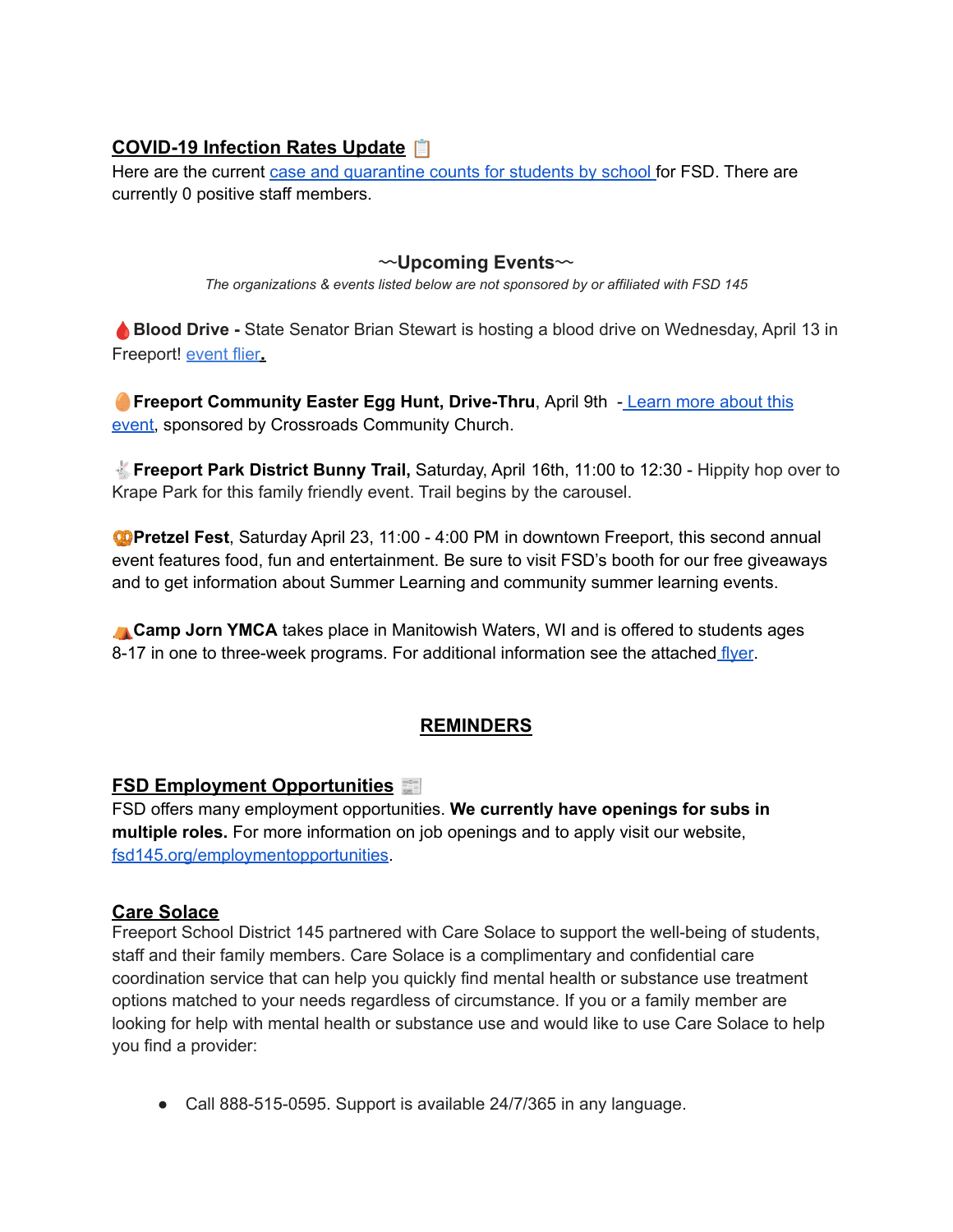## COVID-19 Infection Rates Update 📋

Here are the current case and quarantine counts for students by school for FSD. There are currently 0 positive staff members.

## ~~Upcoming Events~~

*The organizations & events listed below are not sponsored by or affiliated with FSD 145*

🩸**Blood Drive -** State Senator Brian Stewart is hosting a blood drive on Wednesday, April 13 in Freeport! event flier.

🥚**Freeport Community Easter Egg Hunt, Drive-Thru**, April 9th - Learn more about this event, sponsored by Crossroads Community Church.

🐇**Freeport Park District Bunny Trail,** Saturday, April 16th, 11:00 to 12:30 - Hippity hop over to Krape Park for this family friendly event. Trail begins by the carousel.

🥨**Pretzel Fest**, Saturday April 23, 11:00 - 4:00 PM in downtown Freeport, this second annual event features food, fun and entertainment. Be sure to visit FSD's booth for our free giveaways and to get information about Summer Learning and community summer learning events.

⛺**Camp Jorn YMCA** takes place in Manitowish Waters, WI and is offered to students ages 8-17 in one to three-week programs. For additional information see the attached flyer.

## REMINDERS

## FSD Employment Opportunities 📰

FSD offers many employment opportunities. **We currently have openings for subs in multiple roles.** For more information on job openings and to apply visit our website, fsd145.org/employmentopportunities.

## Care Solace

Freeport School District 145 partnered with Care Solace to support the well-being of students, staff and their family members. Care Solace is a complimentary and confidential care coordination service that can help you quickly find mental health or substance use treatment options matched to your needs regardless of circumstance. If you or a family member are looking for help with mental health or substance use and would like to use Care Solace to help you find a provider:

- Call 888-515-0595. Support is available 24/7/365 in any language.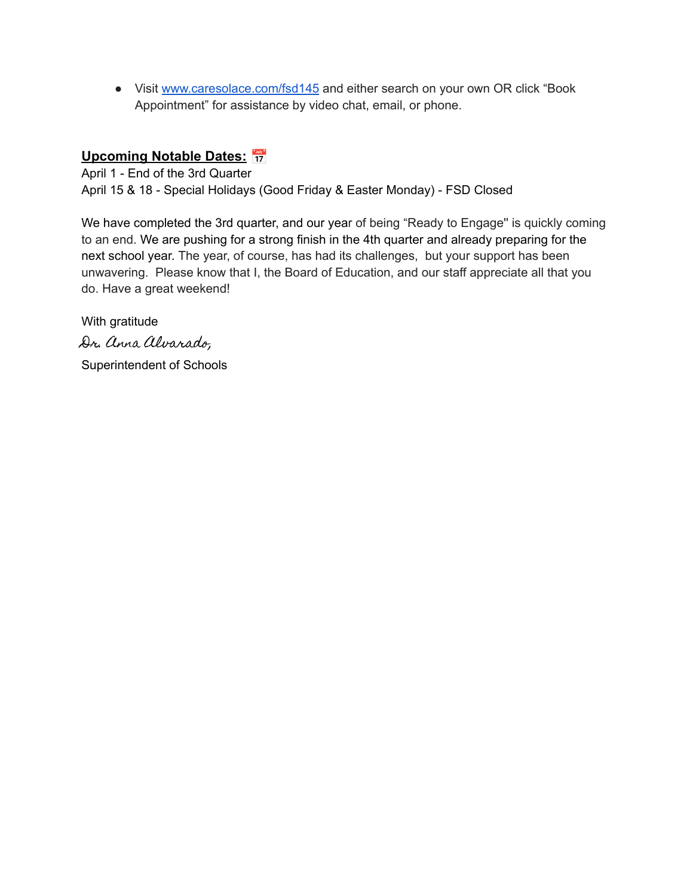- Visit [www.caresolace.com/fsd145](http://www.caresolace.com/fsd145) and either search on your own OR click "Book Appointment" for assistance by video chat, email, or phone.

**Upcoming Notable Dates:** 📅

April 1 - End of the 3rd Quarter
April 15 & 18 - Special Holidays (Good Friday & Easter Monday) - FSD Closed

We have completed the 3rd quarter, and our year of being "Ready to Engage" is quickly coming to an end. We are pushing for a strong finish in the 4th quarter and already preparing for the next school year. The year, of course, has had its challenges, but your support has been unwavering. Please know that I, the Board of Education, and our staff appreciate all that you do. Have a great weekend!

With gratitude
*Dr. Anna Alvarado,*
Superintendent of Schools